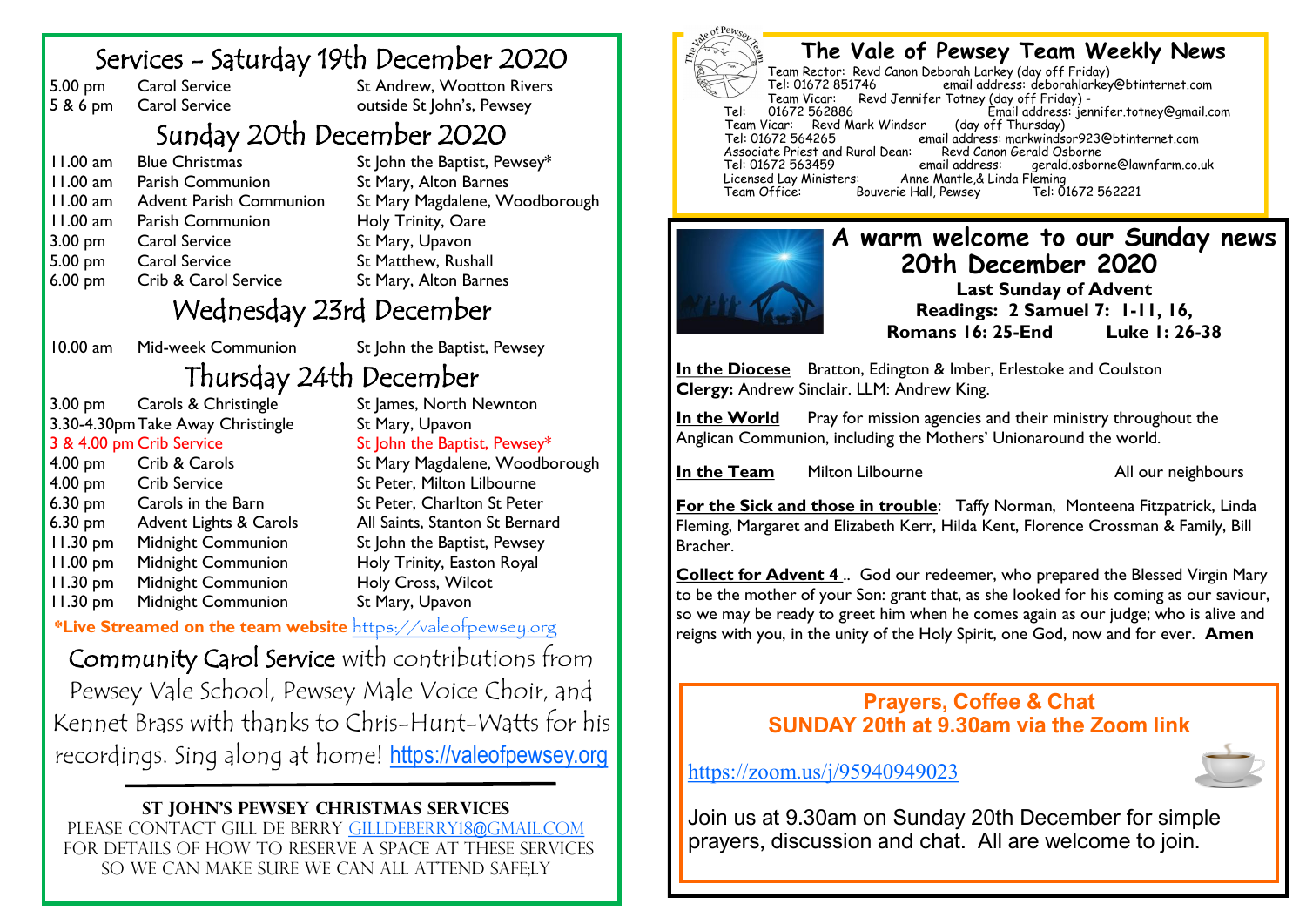# Services – Saturday 19th December 2020

| | | |
|---|---|---|
| 5.00 pm | Carol Service | St Andrew, Wootton Rivers |
| 5 & 6 pm | Carol Service | outside St John's, Pewsey |

# Sunday 20th December 2020

| | | |
|---|---|---|
| 11.00 am | Blue Christmas | St John the Baptist, Pewsey* |
| 11.00 am | Parish Communion | St Mary, Alton Barnes |
| 11.00 am | Advent Parish Communion | St Mary Magdalene, Woodborough |
| 11.00 am | Parish Communion | Holy Trinity, Oare |
| 3.00 pm | Carol Service | St Mary, Upavon |
| 5.00 pm | Carol Service | St Matthew, Rushall |
| 6.00 pm | Crib & Carol Service | St Mary, Alton Barnes |

# Wednesday 23rd December

| | | |
|---|---|---|
| 10.00 am | Mid-week Communion | St John the Baptist, Pewsey |

# Thursday 24th December

| | | |
|---|---|---|
| 3.00 pm | Carols & Christingle | St James, North Newnton |
| 3.30-4.30pm | Take Away Christingle | St Mary, Upavon |
| 3 & 4.00 pm | Crib Service | St John the Baptist, Pewsey* |
| 4.00 pm | Crib & Carols | St Mary Magdalene, Woodborough |
| 4.00 pm | Crib Service | St Peter, Milton Lilbourne |
| 6.30 pm | Carols in the Barn | St Peter, Charlton St Peter |
| 6.30 pm | Advent Lights & Carols | All Saints, Stanton St Bernard |
| 11.30 pm | Midnight Communion | St John the Baptist, Pewsey |
| 11.00 pm | Midnight Communion | Holy Trinity, Easton Royal |
| 11.30 pm | Midnight Communion | Holy Cross, Wilcot |
| 11.30 pm | Midnight Communion | St Mary, Upavon |

***Live Streamed on the team website** https://valeofpewsey.org

Community Carol Service with contributions from Pewsey Vale School, Pewsey Male Voice Choir, and Kennet Brass with thanks to Chris-Hunt-Watts for his recordings. Sing along at home! https://valeofpewsey.org

**ST JOHN'S PEWSEY CHRISTMAS SERVICES**

PLEASE CONTACT GILL DE BERRY GILLDEBERRY18@GMAIL.COM FOR DETAILS OF HOW TO RESERVE A SPACE AT THESE SERVICES SO WE CAN MAKE SURE WE CAN ALL ATTEND SAFE;LY

# The Vale of Pewsey Team Weekly News

Team Rector: Revd Canon Deborah Larkey (day off Friday)
Tel: 01672 851746 email address: deborahlarkey@btinternet.com
Team Vicar: Revd Jennifer Totney (day off Friday) -
Tel: 01672 562886 Email address: jennifer.totney@gmail.com
Team Vicar: Revd Mark Windsor (day off Thursday)
Tel: 01672 564265 email address: markwindsor923@btinternet.com
Associate Priest and Rural Dean: Revd Canon Gerald Osborne
Tel: 01672 563459 email address: gerald.osborne@lawnfarm.co.uk
Licensed Lay Ministers: Anne Mantle,& Linda Fleming
Team Office: Bouverie Hall, Pewsey Tel: 01672 562221

## A warm welcome to our Sunday news 20th December 2020

**Last Sunday of Advent**

**Readings: 2 Samuel 7: 1-11, 16, Romans 16: 25-End Luke 1: 26-38**

**In the Diocese** Bratton, Edington & Imber, Erlestoke and Coulston
**Clergy:** Andrew Sinclair. LLM: Andrew King.

**In the World** Pray for mission agencies and their ministry throughout the Anglican Communion, including the Mothers' Unionaround the world.

**In the Team** Milton Lilbourne All our neighbours

**For the Sick and those in trouble**: Taffy Norman, Monteena Fitzpatrick, Linda Fleming, Margaret and Elizabeth Kerr, Hilda Kent, Florence Crossman & Family, Bill Bracher.

**Collect for Advent 4** .. God our redeemer, who prepared the Blessed Virgin Mary to be the mother of your Son: grant that, as she looked for his coming as our saviour, so we may be ready to greet him when he comes again as our judge; who is alive and reigns with you, in the unity of the Holy Spirit, one God, now and for ever. **Amen**

## Prayers, Coffee & Chat
## SUNDAY 20th at 9.30am via the Zoom link

https://zoom.us/j/95940949023

Join us at 9.30am on Sunday 20th December for simple prayers, discussion and chat. All are welcome to join.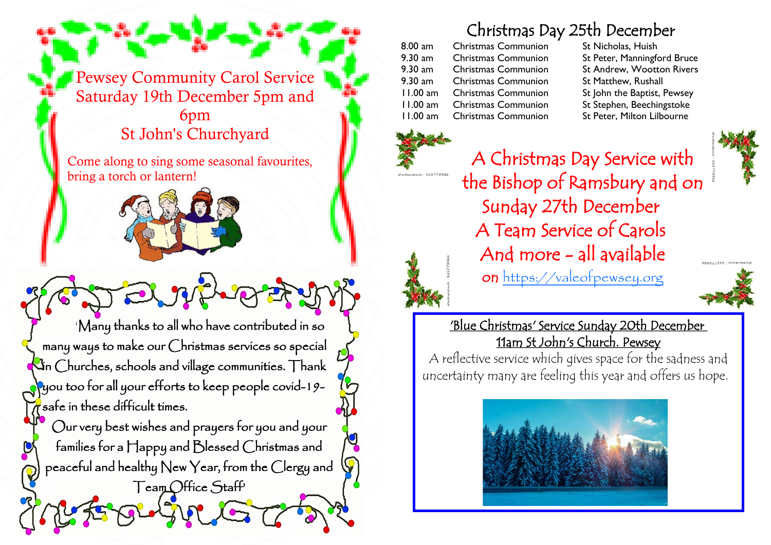## Pewsey Community Carol Service
## Saturday 19th December 5pm and 6pm
## St John's Churchyard

Come along to sing some seasonal favourites, bring a torch or lantern!

'Many thanks to all who have contributed in so many ways to make our Christmas services so special in Churches, schools and village communities. Thank you too for all your efforts to keep people covid-19-safe in these difficult times.

Our very best wishes and prayers for you and your families for a Happy and Blessed Christmas and peaceful and healthy New Year, from the Clergy and Team Office Staff

## Christmas Day 25th December

| | | |
|---|---|---|
| 8.00 am | Christmas Communion | St Nicholas, Huish |
| 9.30 am | Christmas Communion | St Peter, Manningford Bruce |
| 9.30 am | Christmas Communion | St Andrew, Wootton Rivers |
| 9.30 am | Christmas Communion | St Matthew, Rushall |
| 11.00 am | Christmas Communion | St John the Baptist, Pewsey |
| 11.00 am | Christmas Communion | St Stephen, Beechingstoke |
| 11.00 am | Christmas Communion | St Peter, Milton Lilbourne |

A Christmas Day Service with the Bishop of Ramsbury and on Sunday 27th December A Team Service of Carols And more - all available on [https://valeofpewsey.org](https://valeofpewsey.org)

**'Blue Christmas' Service Sunday 20th December 11am St John's Church, Pewsey**

A reflective service which gives space for the sadness and uncertainty many are feeling this year and offers us hope.